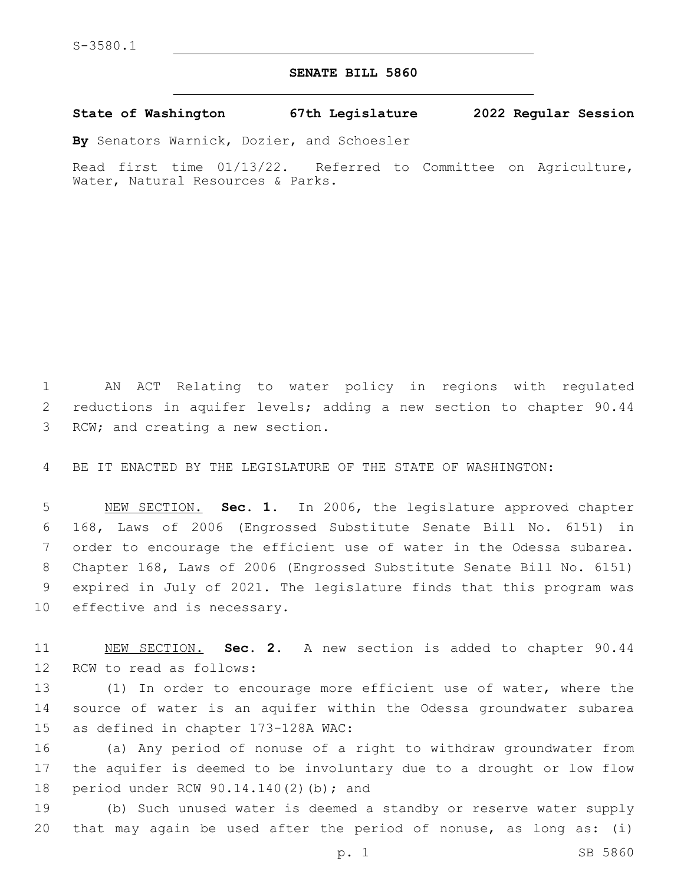S-3580.1

**SENATE BILL 5860**

**State of Washington 67th Legislature 2022 Regular Session**

**By** Senators Warnick, Dozier, and Schoesler

Read first time 01/13/22. Referred to Committee on Agriculture, Water, Natural Resources & Parks.

AN ACT Relating to water policy in regions with regulated reductions in aquifer levels; adding a new section to chapter 90.44 RCW; and creating a new section.

BE IT ENACTED BY THE LEGISLATURE OF THE STATE OF WASHINGTON:

NEW SECTION. **Sec. 1.** In 2006, the legislature approved chapter 168, Laws of 2006 (Engrossed Substitute Senate Bill No. 6151) in order to encourage the efficient use of water in the Odessa subarea. Chapter 168, Laws of 2006 (Engrossed Substitute Senate Bill No. 6151) expired in July of 2021. The legislature finds that this program was effective and is necessary.

NEW SECTION. **Sec. 2.** A new section is added to chapter 90.44 RCW to read as follows:

(1) In order to encourage more efficient use of water, where the source of water is an aquifer within the Odessa groundwater subarea as defined in chapter 173-128A WAC:

(a) Any period of nonuse of a right to withdraw groundwater from the aquifer is deemed to be involuntary due to a drought or low flow period under RCW 90.14.140(2)(b); and

(b) Such unused water is deemed a standby or reserve water supply that may again be used after the period of nonuse, as long as: (i)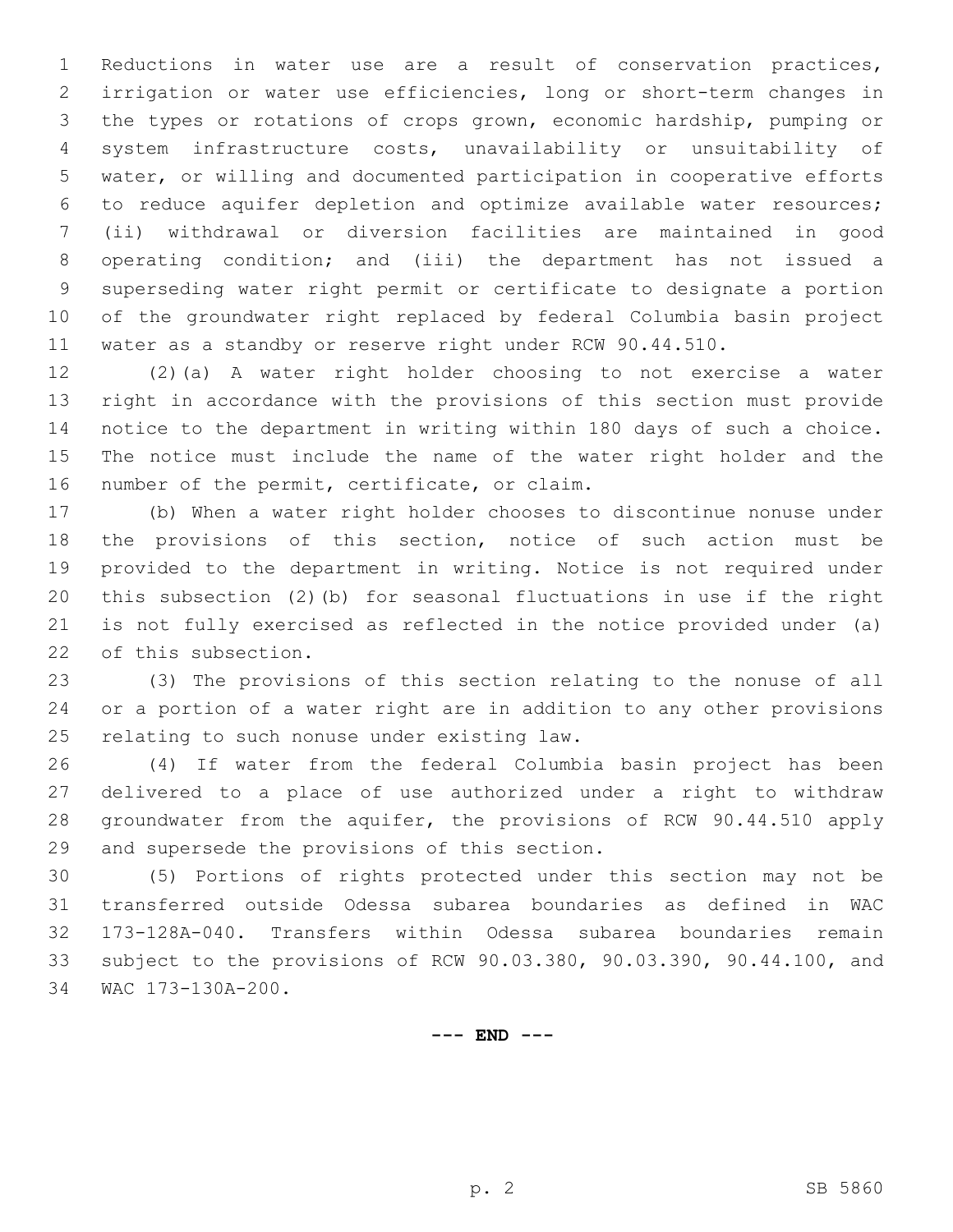Reductions in water use are a result of conservation practices, irrigation or water use efficiencies, long or short-term changes in the types or rotations of crops grown, economic hardship, pumping or system infrastructure costs, unavailability or unsuitability of water, or willing and documented participation in cooperative efforts to reduce aquifer depletion and optimize available water resources; (ii) withdrawal or diversion facilities are maintained in good operating condition; and (iii) the department has not issued a superseding water right permit or certificate to designate a portion of the groundwater right replaced by federal Columbia basin project water as a standby or reserve right under RCW 90.44.510.

(2)(a) A water right holder choosing to not exercise a water right in accordance with the provisions of this section must provide notice to the department in writing within 180 days of such a choice. The notice must include the name of the water right holder and the number of the permit, certificate, or claim.

(b) When a water right holder chooses to discontinue nonuse under the provisions of this section, notice of such action must be provided to the department in writing. Notice is not required under this subsection (2)(b) for seasonal fluctuations in use if the right is not fully exercised as reflected in the notice provided under (a) of this subsection.

(3) The provisions of this section relating to the nonuse of all or a portion of a water right are in addition to any other provisions relating to such nonuse under existing law.

(4) If water from the federal Columbia basin project has been delivered to a place of use authorized under a right to withdraw groundwater from the aquifer, the provisions of RCW 90.44.510 apply and supersede the provisions of this section.

(5) Portions of rights protected under this section may not be transferred outside Odessa subarea boundaries as defined in WAC 173-128A-040. Transfers within Odessa subarea boundaries remain subject to the provisions of RCW 90.03.380, 90.03.390, 90.44.100, and WAC 173-130A-200.

**--- END ---**